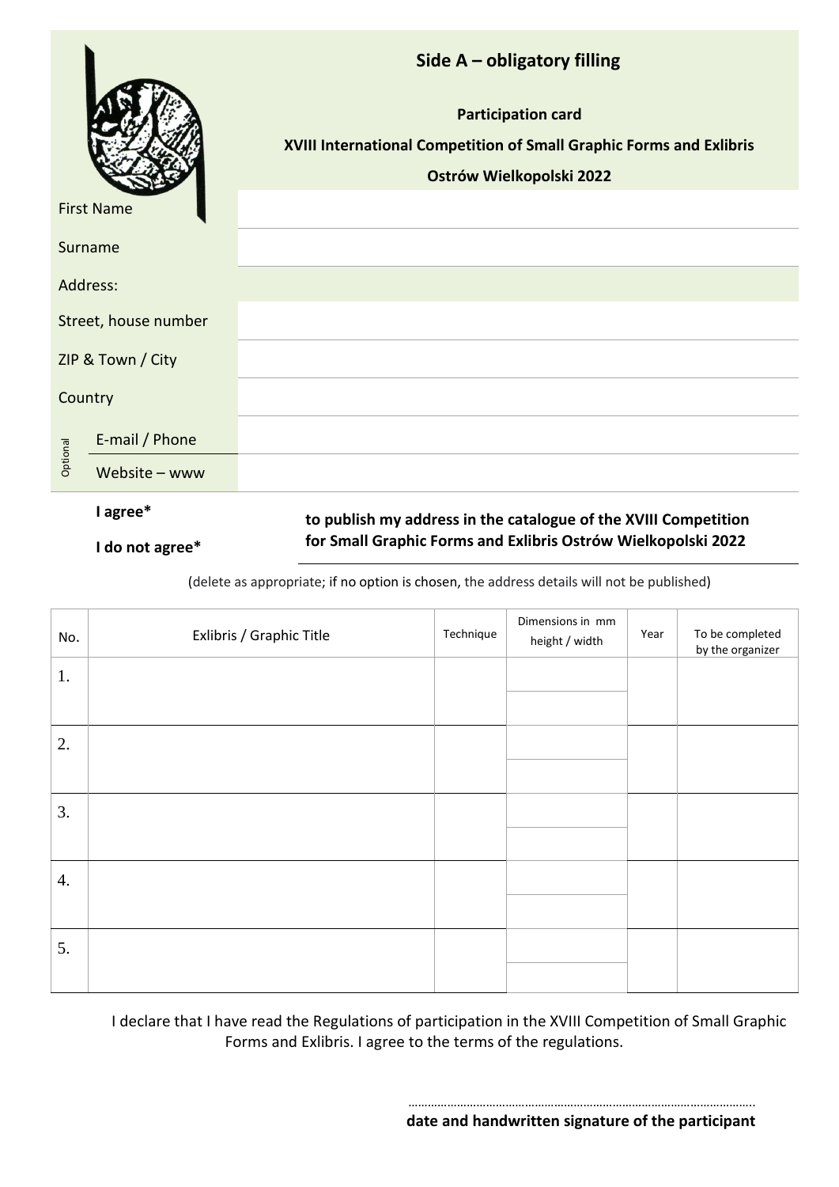## Side A – obligatory filling

**Participation card**

**XVIII International Competition of Small Graphic Forms and Exlibris**

**Ostrów Wielkopolski 2022**

| | |
|---|---|
| First Name | |
| Surname | |
| Address: | |
| Street, house number | |
| ZIP & Town / City | |
| Country | |
| Optional: E-mail / Phone | |
| Optional: Website – www | |

**I agree***

**I do not agree***

**to publish my address in the catalogue of the XVIII Competition for Small Graphic Forms and Exlibris Ostrów Wielkopolski 2022**

(delete as appropriate; if no option is chosen, the address details will not be published)

| No. | Exlibris / Graphic Title | Technique | Dimensions in mm height / width | Year | To be completed by the organizer |
|---|---|---|---|---|---|
| 1. | | | | | |
| 2. | | | | | |
| 3. | | | | | |
| 4. | | | | | |
| 5. | | | | | |

I declare that I have read the Regulations of participation in the XVIII Competition of Small Graphic Forms and Exlibris. I agree to the terms of the regulations.

……………………………………………………………………………………………

**date and handwritten signature of the participant**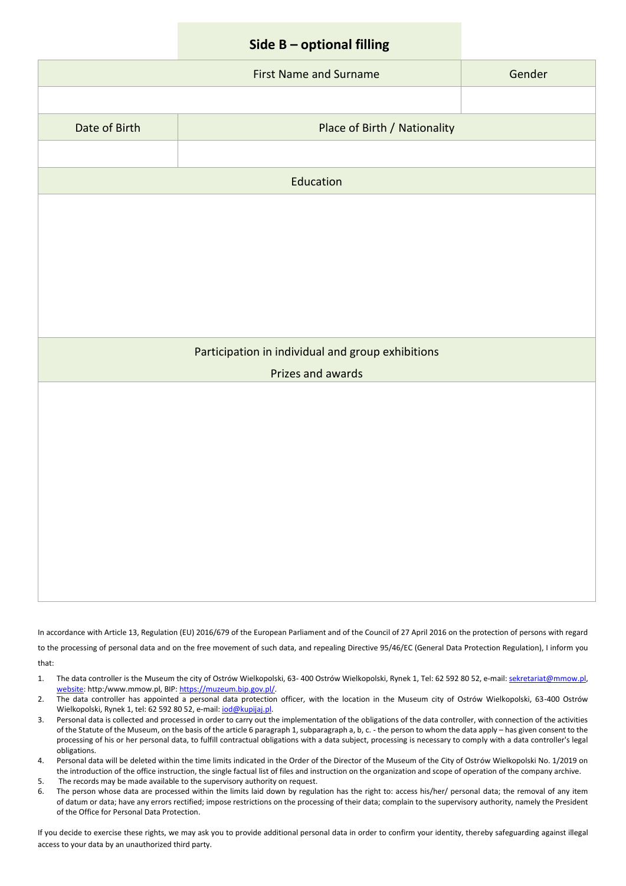## Side B – optional filling

| First Name and Surname | | Gender |
|---|---|---|
| | | |
| **Date of Birth** | **Place of Birth / Nationality** | |
| | | |
| **Education** | | |
| | | |
| **Participation in individual and group exhibitions**<br>**Prizes and awards** | | |
| | | |

In accordance with Article 13, Regulation (EU) 2016/679 of the European Parliament and of the Council of 27 April 2016 on the protection of persons with regard to the processing of personal data and on the free movement of such data, and repealing Directive 95/46/EC (General Data Protection Regulation), I inform you that:

1. The data controller is the Museum the city of Ostrów Wielkopolski, 63- 400 Ostrów Wielkopolski, Rynek 1, Tel: 62 592 80 52, e-mail: sekretariat@mmow.pl, website: http:/www.mmow.pl, BIP: https://muzeum.bip.gov.pl/.
2. The data controller has appointed a personal data protection officer, with the location in the Museum city of Ostrów Wielkopolski, 63-400 Ostrów Wielkopolski, Rynek 1, tel: 62 592 80 52, e-mail: iod@kupijaj.pl.
3. Personal data is collected and processed in order to carry out the implementation of the obligations of the data controller, with connection of the activities of the Statute of the Museum, on the basis of the article 6 paragraph 1, subparagraph a, b, c. - the person to whom the data apply – has given consent to the processing of his or her personal data, to fulfill contractual obligations with a data subject, processing is necessary to comply with a data controller's legal obligations.
4. Personal data will be deleted within the time limits indicated in the Order of the Director of the Museum of the City of Ostrów Wielkopolski No. 1/2019 on the introduction of the office instruction, the single factual list of files and instruction on the organization and scope of operation of the company archive.
5. The records may be made available to the supervisory authority on request.
6. The person whose data are processed within the limits laid down by regulation has the right to: access his/her/ personal data; the removal of any item of datum or data; have any errors rectified; impose restrictions on the processing of their data; complain to the supervisory authority, namely the President of the Office for Personal Data Protection.

If you decide to exercise these rights, we may ask you to provide additional personal data in order to confirm your identity, thereby safeguarding against illegal access to your data by an unauthorized third party.